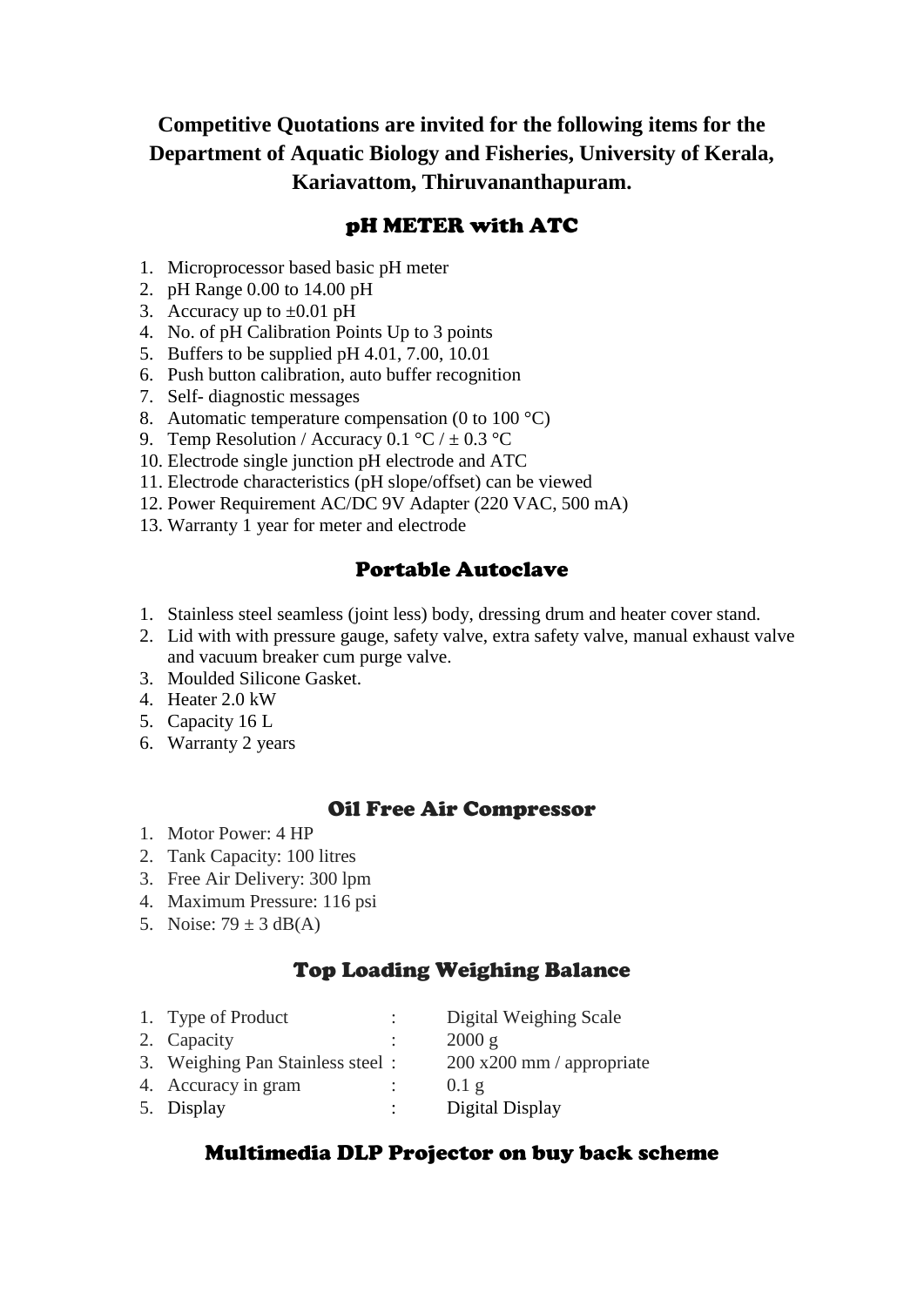**Competitive Quotations are invited for the following items for the Department of Aquatic Biology and Fisheries, University of Kerala, Kariavattom, Thiruvananthapuram.**

## pH METER with ATC

1. Microprocessor based basic pH meter
2. pH Range 0.00 to 14.00 pH
3. Accuracy up to ±0.01 pH
4. No. of pH Calibration Points Up to 3 points
5. Buffers to be supplied pH 4.01, 7.00, 10.01
6. Push button calibration, auto buffer recognition
7. Self- diagnostic messages
8. Automatic temperature compensation (0 to 100 °C)
9. Temp Resolution / Accuracy 0.1 °C / ± 0.3 °C
10. Electrode single junction pH electrode and ATC
11. Electrode characteristics (pH slope/offset) can be viewed
12. Power Requirement AC/DC 9V Adapter (220 VAC, 500 mA)
13. Warranty 1 year for meter and electrode

## Portable Autoclave

1. Stainless steel seamless (joint less) body, dressing drum and heater cover stand.
2. Lid with with pressure gauge, safety valve, extra safety valve, manual exhaust valve and vacuum breaker cum purge valve.
3. Moulded Silicone Gasket.
4. Heater 2.0 kW
5. Capacity 16 L
6. Warranty 2 years

## Oil Free Air Compressor

1. Motor Power: 4 HP
2. Tank Capacity: 100 litres
3. Free Air Delivery: 300 lpm
4. Maximum Pressure: 116 psi
5. Noise: 79 ± 3 dB(A)

## Top Loading Weighing Balance

1. Type of Product : Digital Weighing Scale
2. Capacity : 2000 g
3. Weighing Pan Stainless steel : 200 x200 mm / appropriate
4. Accuracy in gram : 0.1 g
5. Display : Digital Display

## Multimedia DLP Projector on buy back scheme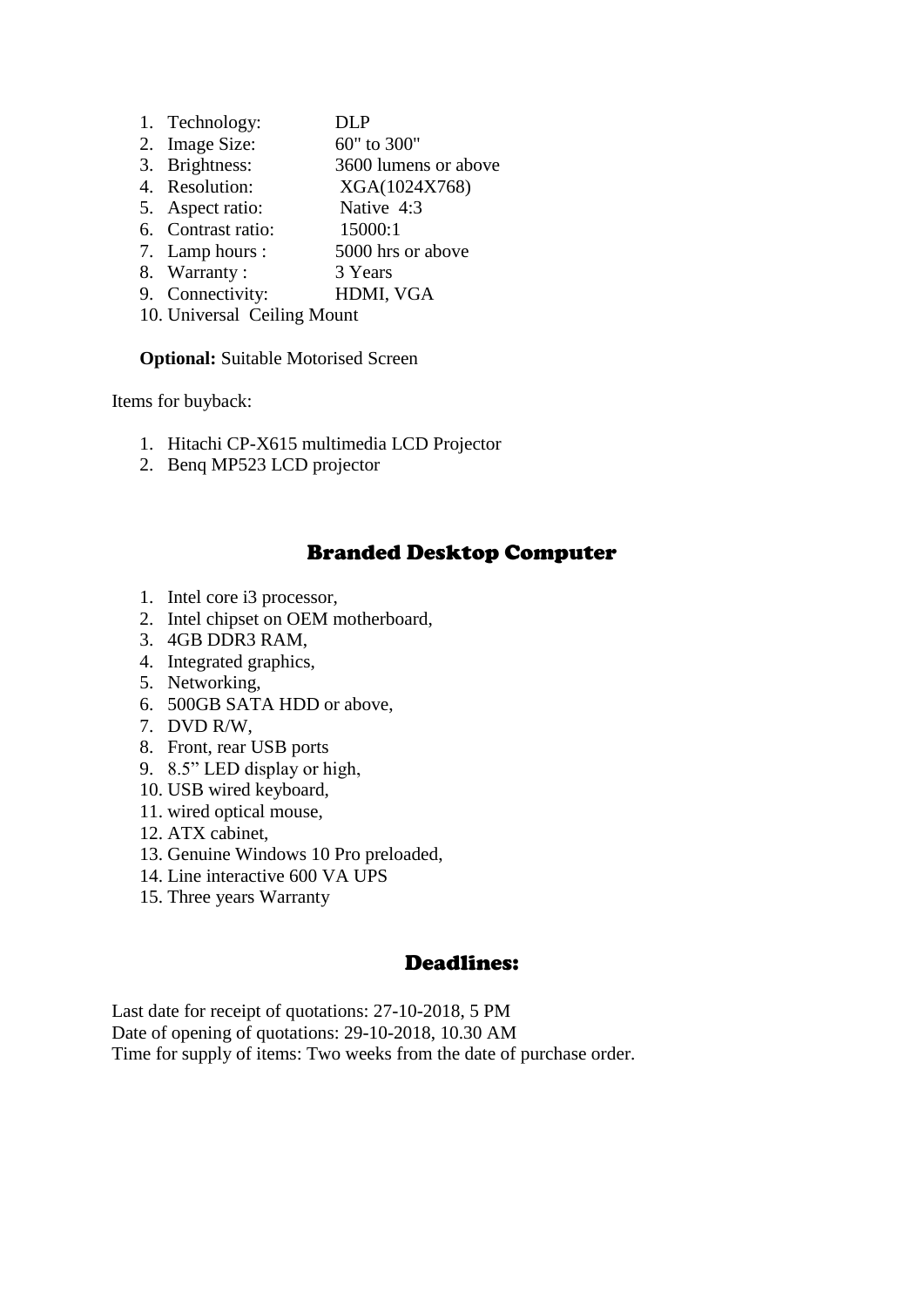1. Technology: DLP
2. Image Size: 60" to 300"
3. Brightness: 3600 lumens or above
4. Resolution: XGA(1024X768)
5. Aspect ratio: Native 4:3
6. Contrast ratio: 15000:1
7. Lamp hours : 5000 hrs or above
8. Warranty : 3 Years
9. Connectivity: HDMI, VGA
10. Universal Ceiling Mount

**Optional:** Suitable Motorised Screen

Items for buyback:

1. Hitachi CP-X615 multimedia LCD Projector
2. Benq MP523 LCD projector

## Branded Desktop Computer

1. Intel core i3 processor,
2. Intel chipset on OEM motherboard,
3. 4GB DDR3 RAM,
4. Integrated graphics,
5. Networking,
6. 500GB SATA HDD or above,
7. DVD R/W,
8. Front, rear USB ports
9. 8.5" LED display or high,
10. USB wired keyboard,
11. wired optical mouse,
12. ATX cabinet,
13. Genuine Windows 10 Pro preloaded,
14. Line interactive 600 VA UPS
15. Three years Warranty

## Deadlines:

Last date for receipt of quotations: 27-10-2018, 5 PM
Date of opening of quotations: 29-10-2018, 10.30 AM
Time for supply of items: Two weeks from the date of purchase order.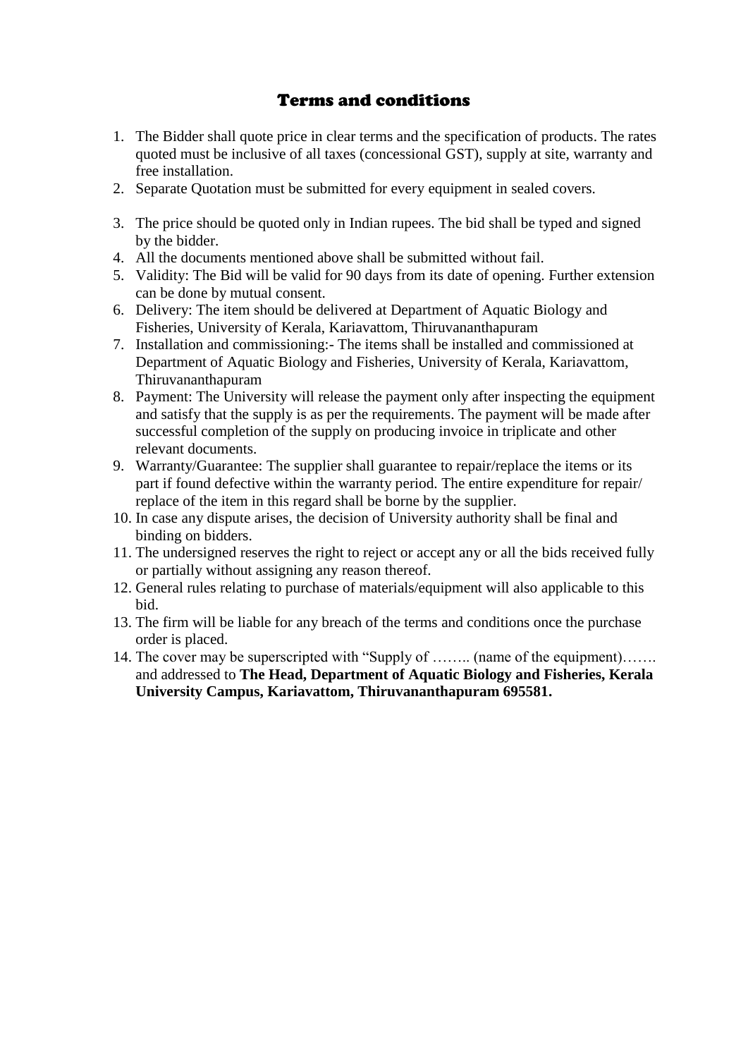## Terms and conditions

1. The Bidder shall quote price in clear terms and the specification of products. The rates quoted must be inclusive of all taxes (concessional GST), supply at site, warranty and free installation.
2. Separate Quotation must be submitted for every equipment in sealed covers.
3. The price should be quoted only in Indian rupees. The bid shall be typed and signed by the bidder.
4. All the documents mentioned above shall be submitted without fail.
5. Validity: The Bid will be valid for 90 days from its date of opening. Further extension can be done by mutual consent.
6. Delivery: The item should be delivered at Department of Aquatic Biology and Fisheries, University of Kerala, Kariavattom, Thiruvananthapuram
7. Installation and commissioning:- The items shall be installed and commissioned at Department of Aquatic Biology and Fisheries, University of Kerala, Kariavattom, Thiruvananthapuram
8. Payment: The University will release the payment only after inspecting the equipment and satisfy that the supply is as per the requirements. The payment will be made after successful completion of the supply on producing invoice in triplicate and other relevant documents.
9. Warranty/Guarantee: The supplier shall guarantee to repair/replace the items or its part if found defective within the warranty period. The entire expenditure for repair/ replace of the item in this regard shall be borne by the supplier.
10. In case any dispute arises, the decision of University authority shall be final and binding on bidders.
11. The undersigned reserves the right to reject or accept any or all the bids received fully or partially without assigning any reason thereof.
12. General rules relating to purchase of materials/equipment will also applicable to this bid.
13. The firm will be liable for any breach of the terms and conditions once the purchase order is placed.
14. The cover may be superscripted with "Supply of …….. (name of the equipment)……. and addressed to **The Head, Department of Aquatic Biology and Fisheries, Kerala University Campus, Kariavattom, Thiruvananthapuram 695581.**